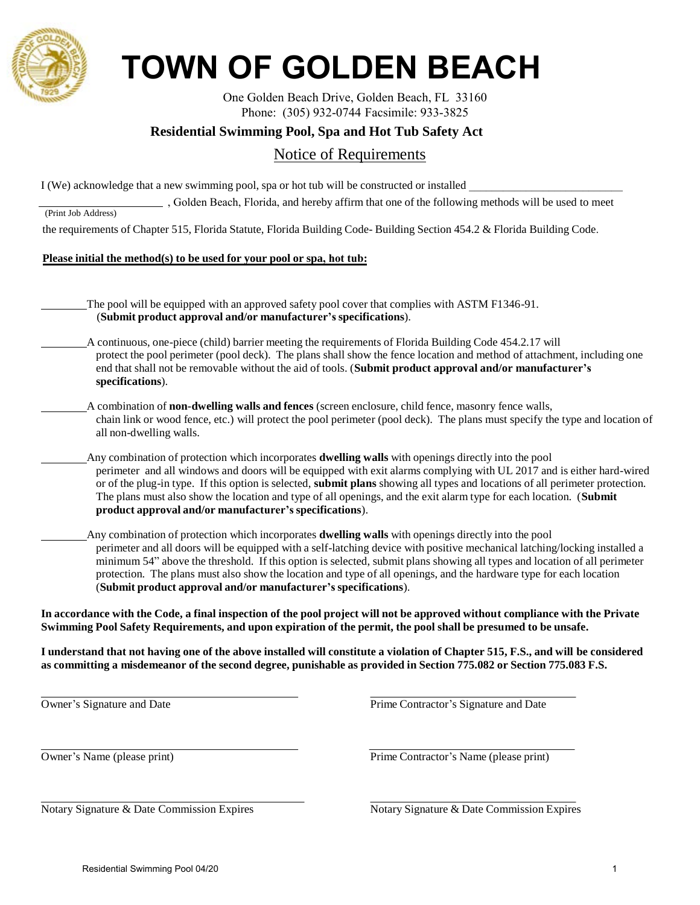# TOWN OF GOLDEN BEACH

One Golden Beach Drive, Golden Beach, FL 33160
Phone: (305) 932-0744 Facsimile: 933-3825

## Residential Swimming Pool, Spa and Hot Tub Safety Act

## Notice of Requirements

I (We) acknowledge that a new swimming pool, spa or hot tub will be constructed or installed ______________________________

________________________ , Golden Beach, Florida, and hereby affirm that one of the following methods will be used to meet
(Print Job Address)

the requirements of Chapter 515, Florida Statute, Florida Building Code- Building Section 454.2 & Florida Building Code.

**Please initial the method(s) to be used for your pool or spa, hot tub:**

________The pool will be equipped with an approved safety pool cover that complies with ASTM F1346-91. (**Submit product approval and/or manufacturer's specifications**).

________A continuous, one-piece (child) barrier meeting the requirements of Florida Building Code 454.2.17 will protect the pool perimeter (pool deck). The plans shall show the fence location and method of attachment, including one end that shall not be removable without the aid of tools. (**Submit product approval and/or manufacturer's specifications**).

________A combination of **non-dwelling walls and fences** (screen enclosure, child fence, masonry fence walls, chain link or wood fence, etc.) will protect the pool perimeter (pool deck). The plans must specify the type and location of all non-dwelling walls.

________Any combination of protection which incorporates **dwelling walls** with openings directly into the pool perimeter and all windows and doors will be equipped with exit alarms complying with UL 2017 and is either hard-wired or of the plug-in type. If this option is selected, **submit plans** showing all types and locations of all perimeter protection. The plans must also show the location and type of all openings, and the exit alarm type for each location. (**Submit product approval and/or manufacturer's specifications**).

________Any combination of protection which incorporates **dwelling walls** with openings directly into the pool perimeter and all doors will be equipped with a self-latching device with positive mechanical latching/locking installed a minimum 54" above the threshold. If this option is selected, submit plans showing all types and location of all perimeter protection. The plans must also show the location and type of all openings, and the hardware type for each location (**Submit product approval and/or manufacturer's specifications**).

**In accordance with the Code, a final inspection of the pool project will not be approved without compliance with the Private Swimming Pool Safety Requirements, and upon expiration of the permit, the pool shall be presumed to be unsafe.**

**I understand that not having one of the above installed will constitute a violation of Chapter 515, F.S., and will be considered as committing a misdemeanor of the second degree, punishable as provided in Section 775.082 or Section 775.083 F.S.**

________________________________________ Owner's Signature and Date

________________________________________ Prime Contractor's Signature and Date

________________________________________ Owner's Name (please print)

________________________________________ Prime Contractor's Name (please print)

________________________________________ Notary Signature & Date Commission Expires

________________________________________ Notary Signature & Date Commission Expires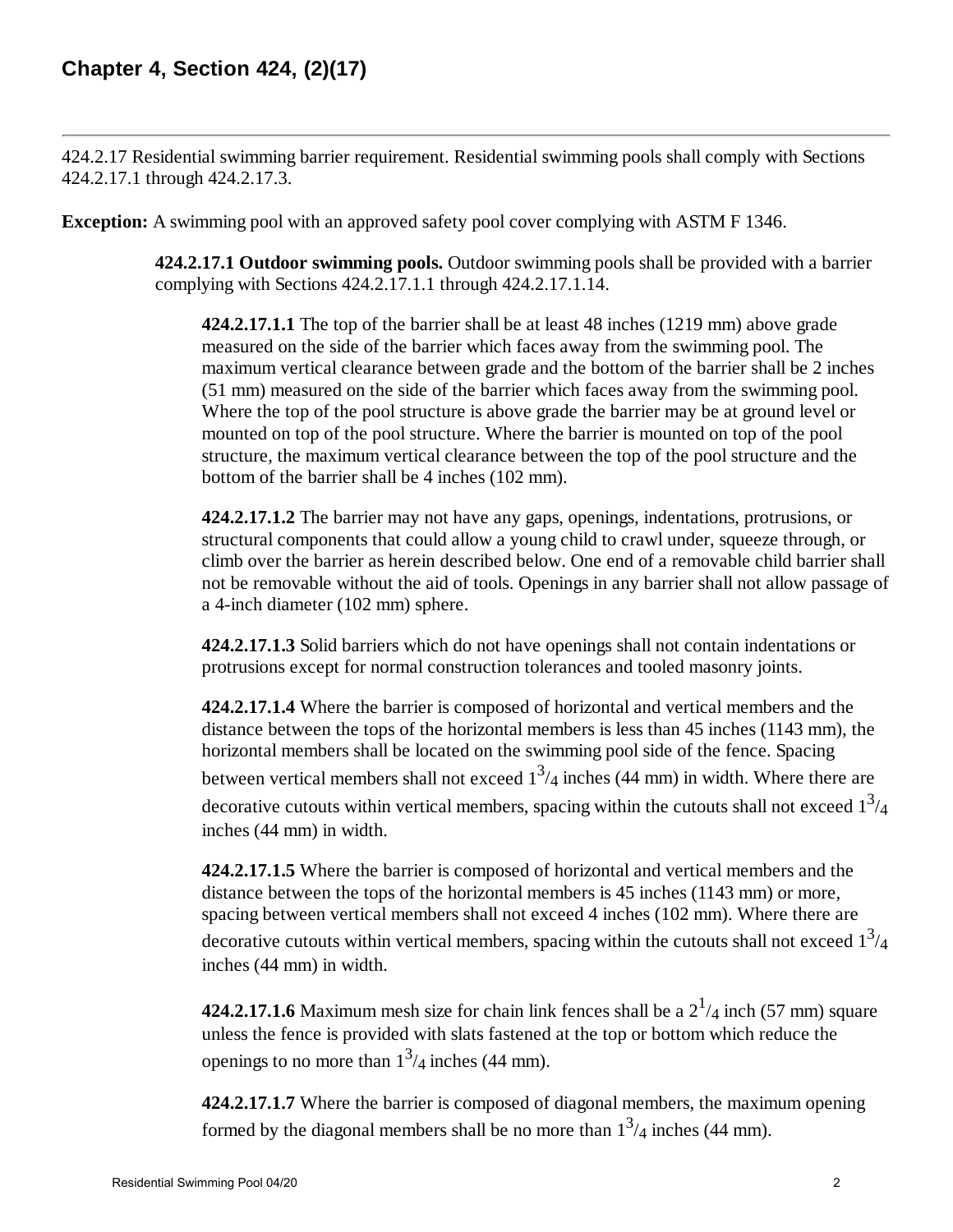## Chapter 4, Section 424, (2)(17)

---

424.2.17 Residential swimming barrier requirement. Residential swimming pools shall comply with Sections 424.2.17.1 through 424.2.17.3.

**Exception:** A swimming pool with an approved safety pool cover complying with ASTM F 1346.

**424.2.17.1 Outdoor swimming pools.** Outdoor swimming pools shall be provided with a barrier complying with Sections 424.2.17.1.1 through 424.2.17.1.14.

**424.2.17.1.1** The top of the barrier shall be at least 48 inches (1219 mm) above grade measured on the side of the barrier which faces away from the swimming pool. The maximum vertical clearance between grade and the bottom of the barrier shall be 2 inches (51 mm) measured on the side of the barrier which faces away from the swimming pool. Where the top of the pool structure is above grade the barrier may be at ground level or mounted on top of the pool structure. Where the barrier is mounted on top of the pool structure, the maximum vertical clearance between the top of the pool structure and the bottom of the barrier shall be 4 inches (102 mm).

**424.2.17.1.2** The barrier may not have any gaps, openings, indentations, protrusions, or structural components that could allow a young child to crawl under, squeeze through, or climb over the barrier as herein described below. One end of a removable child barrier shall not be removable without the aid of tools. Openings in any barrier shall not allow passage of a 4-inch diameter (102 mm) sphere.

**424.2.17.1.3** Solid barriers which do not have openings shall not contain indentations or protrusions except for normal construction tolerances and tooled masonry joints.

**424.2.17.1.4** Where the barrier is composed of horizontal and vertical members and the distance between the tops of the horizontal members is less than 45 inches (1143 mm), the horizontal members shall be located on the swimming pool side of the fence. Spacing between vertical members shall not exceed $1^3/_4$ inches (44 mm) in width. Where there are decorative cutouts within vertical members, spacing within the cutouts shall not exceed $1^3/_4$ inches (44 mm) in width.

**424.2.17.1.5** Where the barrier is composed of horizontal and vertical members and the distance between the tops of the horizontal members is 45 inches (1143 mm) or more, spacing between vertical members shall not exceed 4 inches (102 mm). Where there are decorative cutouts within vertical members, spacing within the cutouts shall not exceed $1^3/_4$ inches (44 mm) in width.

**424.2.17.1.6** Maximum mesh size for chain link fences shall be a $2^1/_4$ inch (57 mm) square unless the fence is provided with slats fastened at the top or bottom which reduce the openings to no more than $1^3/_4$ inches (44 mm).

**424.2.17.1.7** Where the barrier is composed of diagonal members, the maximum opening formed by the diagonal members shall be no more than $1^3/_4$ inches (44 mm).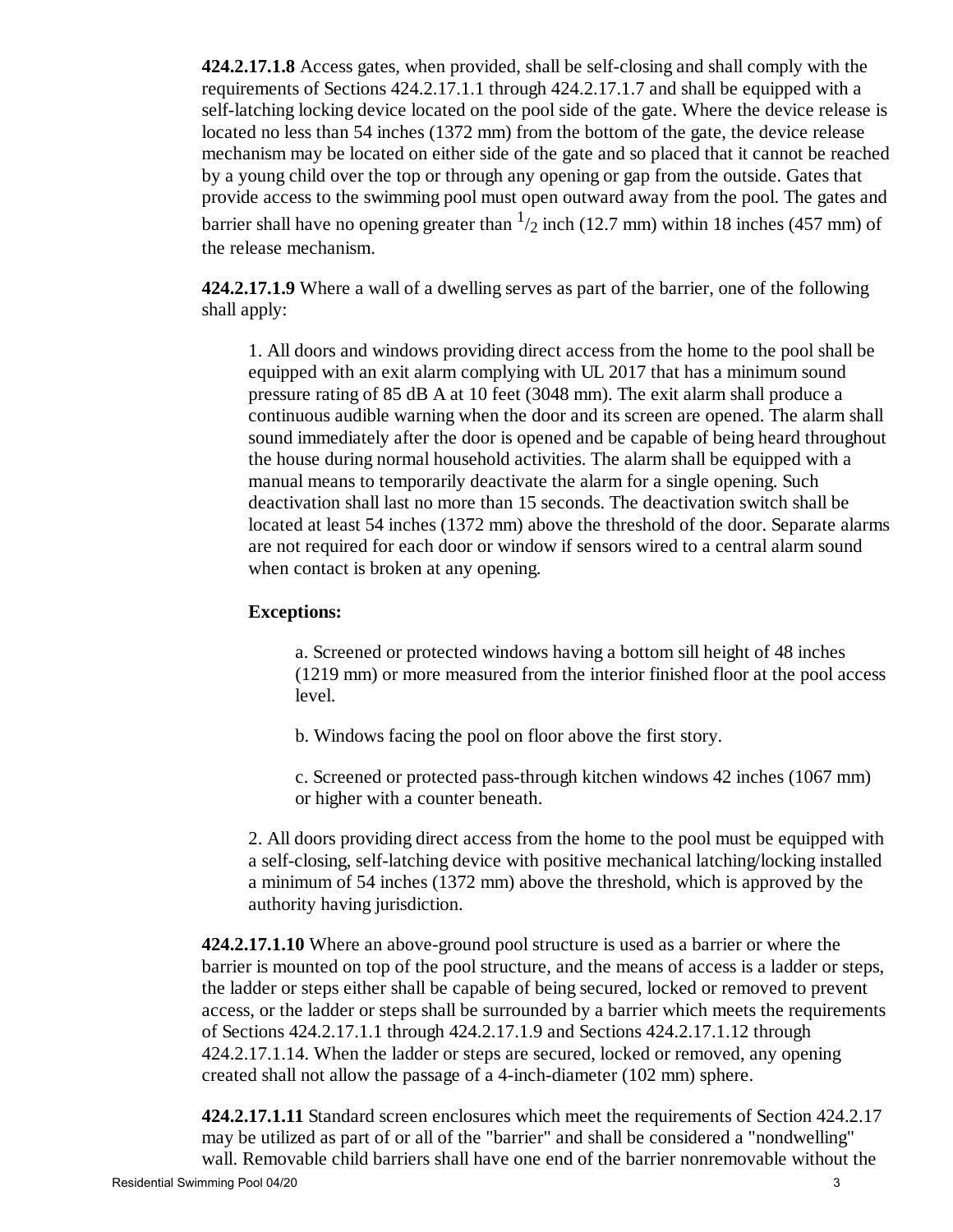**424.2.17.1.8** Access gates, when provided, shall be self-closing and shall comply with the requirements of Sections 424.2.17.1.1 through 424.2.17.1.7 and shall be equipped with a self-latching locking device located on the pool side of the gate. Where the device release is located no less than 54 inches (1372 mm) from the bottom of the gate, the device release mechanism may be located on either side of the gate and so placed that it cannot be reached by a young child over the top or through any opening or gap from the outside. Gates that provide access to the swimming pool must open outward away from the pool. The gates and barrier shall have no opening greater than $^1/_2$ inch (12.7 mm) within 18 inches (457 mm) of the release mechanism.

**424.2.17.1.9** Where a wall of a dwelling serves as part of the barrier, one of the following shall apply:

1. All doors and windows providing direct access from the home to the pool shall be equipped with an exit alarm complying with UL 2017 that has a minimum sound pressure rating of 85 dB A at 10 feet (3048 mm). The exit alarm shall produce a continuous audible warning when the door and its screen are opened. The alarm shall sound immediately after the door is opened and be capable of being heard throughout the house during normal household activities. The alarm shall be equipped with a manual means to temporarily deactivate the alarm for a single opening. Such deactivation shall last no more than 15 seconds. The deactivation switch shall be located at least 54 inches (1372 mm) above the threshold of the door. Separate alarms are not required for each door or window if sensors wired to a central alarm sound when contact is broken at any opening.

   **Exceptions:**

   a. Screened or protected windows having a bottom sill height of 48 inches (1219 mm) or more measured from the interior finished floor at the pool access level.

   b. Windows facing the pool on floor above the first story.

   c. Screened or protected pass-through kitchen windows 42 inches (1067 mm) or higher with a counter beneath.

2. All doors providing direct access from the home to the pool must be equipped with a self-closing, self-latching device with positive mechanical latching/locking installed a minimum of 54 inches (1372 mm) above the threshold, which is approved by the authority having jurisdiction.

**424.2.17.1.10** Where an above-ground pool structure is used as a barrier or where the barrier is mounted on top of the pool structure, and the means of access is a ladder or steps, the ladder or steps either shall be capable of being secured, locked or removed to prevent access, or the ladder or steps shall be surrounded by a barrier which meets the requirements of Sections 424.2.17.1.1 through 424.2.17.1.9 and Sections 424.2.17.1.12 through 424.2.17.1.14. When the ladder or steps are secured, locked or removed, any opening created shall not allow the passage of a 4-inch-diameter (102 mm) sphere.

**424.2.17.1.11** Standard screen enclosures which meet the requirements of Section 424.2.17 may be utilized as part of or all of the "barrier" and shall be considered a "nondwelling" wall. Removable child barriers shall have one end of the barrier nonremovable without the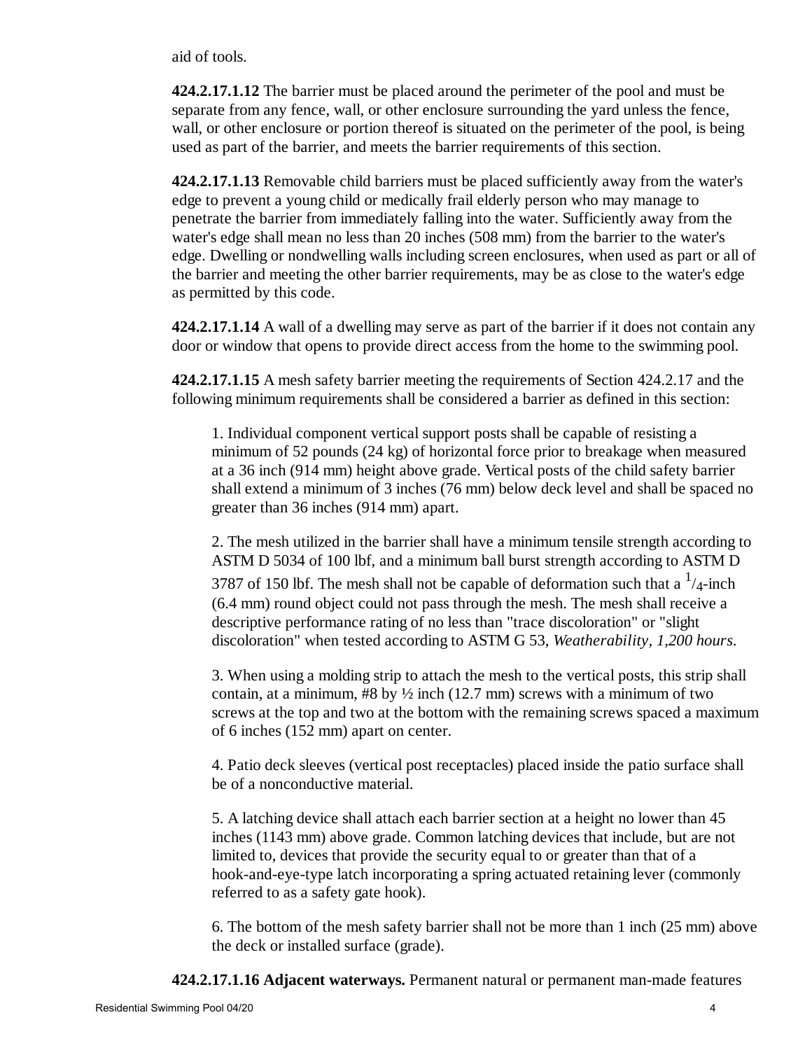aid of tools.

**424.2.17.1.12** The barrier must be placed around the perimeter of the pool and must be separate from any fence, wall, or other enclosure surrounding the yard unless the fence, wall, or other enclosure or portion thereof is situated on the perimeter of the pool, is being used as part of the barrier, and meets the barrier requirements of this section.

**424.2.17.1.13** Removable child barriers must be placed sufficiently away from the water's edge to prevent a young child or medically frail elderly person who may manage to penetrate the barrier from immediately falling into the water. Sufficiently away from the water's edge shall mean no less than 20 inches (508 mm) from the barrier to the water's edge. Dwelling or nondwelling walls including screen enclosures, when used as part or all of the barrier and meeting the other barrier requirements, may be as close to the water's edge as permitted by this code.

**424.2.17.1.14** A wall of a dwelling may serve as part of the barrier if it does not contain any door or window that opens to provide direct access from the home to the swimming pool.

**424.2.17.1.15** A mesh safety barrier meeting the requirements of Section 424.2.17 and the following minimum requirements shall be considered a barrier as defined in this section:

1. Individual component vertical support posts shall be capable of resisting a minimum of 52 pounds (24 kg) of horizontal force prior to breakage when measured at a 36 inch (914 mm) height above grade. Vertical posts of the child safety barrier shall extend a minimum of 3 inches (76 mm) below deck level and shall be spaced no greater than 36 inches (914 mm) apart.

2. The mesh utilized in the barrier shall have a minimum tensile strength according to ASTM D 5034 of 100 lbf, and a minimum ball burst strength according to ASTM D 3787 of 150 lbf. The mesh shall not be capable of deformation such that a $^{1}/_{4}$-inch (6.4 mm) round object could not pass through the mesh. The mesh shall receive a descriptive performance rating of no less than "trace discoloration" or "slight discoloration" when tested according to ASTM G 53, *Weatherability, 1,200 hours*.

3. When using a molding strip to attach the mesh to the vertical posts, this strip shall contain, at a minimum, #8 by ½ inch (12.7 mm) screws with a minimum of two screws at the top and two at the bottom with the remaining screws spaced a maximum of 6 inches (152 mm) apart on center.

4. Patio deck sleeves (vertical post receptacles) placed inside the patio surface shall be of a nonconductive material.

5. A latching device shall attach each barrier section at a height no lower than 45 inches (1143 mm) above grade. Common latching devices that include, but are not limited to, devices that provide the security equal to or greater than that of a hook-and-eye-type latch incorporating a spring actuated retaining lever (commonly referred to as a safety gate hook).

6. The bottom of the mesh safety barrier shall not be more than 1 inch (25 mm) above the deck or installed surface (grade).

**424.2.17.1.16 Adjacent waterways.** Permanent natural or permanent man-made features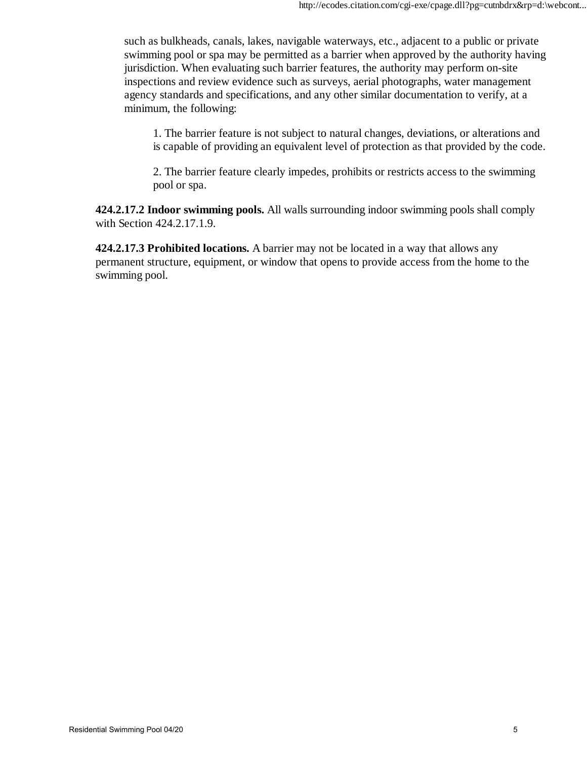such as bulkheads, canals, lakes, navigable waterways, etc., adjacent to a public or private swimming pool or spa may be permitted as a barrier when approved by the authority having jurisdiction. When evaluating such barrier features, the authority may perform on-site inspections and review evidence such as surveys, aerial photographs, water management agency standards and specifications, and any other similar documentation to verify, at a minimum, the following:

> 1. The barrier feature is not subject to natural changes, deviations, or alterations and is capable of providing an equivalent level of protection as that provided by the code.
>
> 2. The barrier feature clearly impedes, prohibits or restricts access to the swimming pool or spa.

**424.2.17.2 Indoor swimming pools.** All walls surrounding indoor swimming pools shall comply with Section 424.2.17.1.9.

**424.2.17.3 Prohibited locations.** A barrier may not be located in a way that allows any permanent structure, equipment, or window that opens to provide access from the home to the swimming pool.